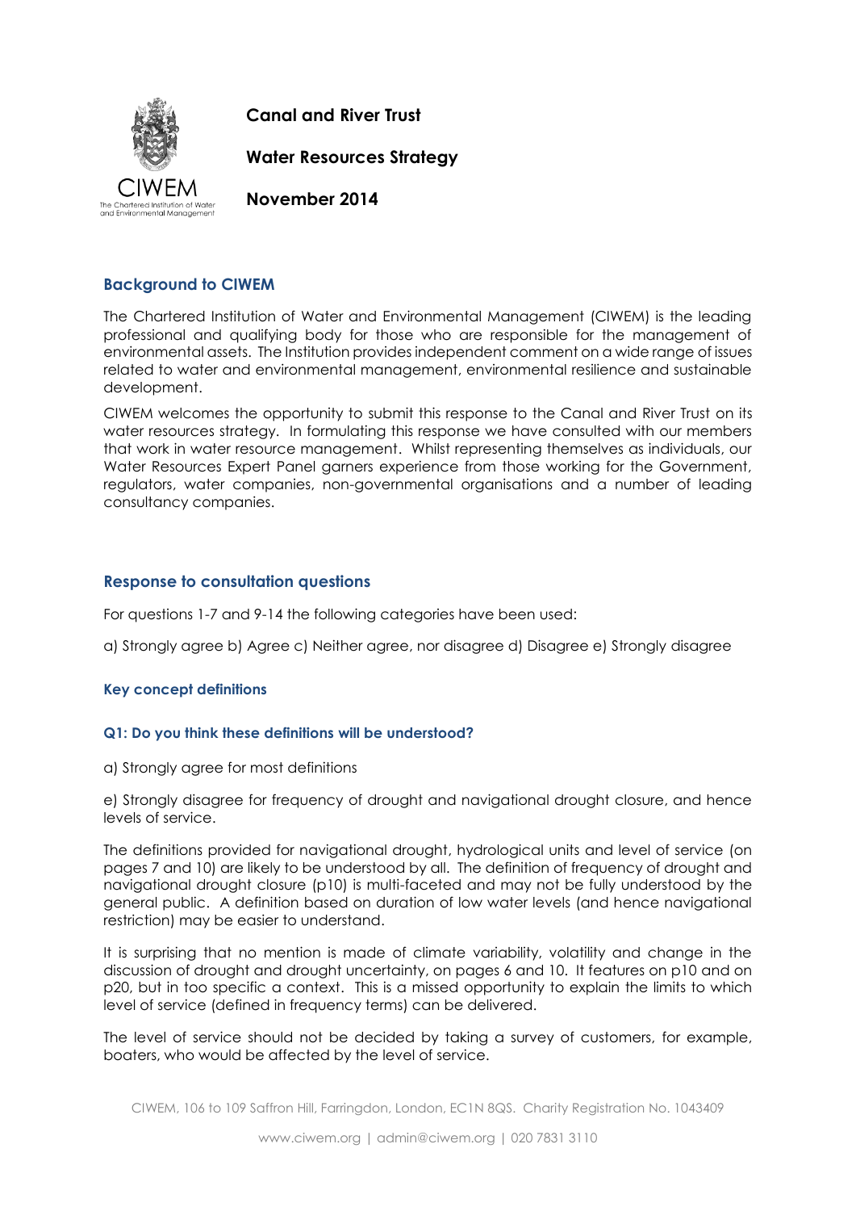**Canal and River Trust**

**Water Resources Strategy**

**November 2014**

## Background to CIWEM

The Chartered Institution of Water and Environmental Management (CIWEM) is the leading professional and qualifying body for those who are responsible for the management of environmental assets. The Institution provides independent comment on a wide range of issues related to water and environmental management, environmental resilience and sustainable development.

CIWEM welcomes the opportunity to submit this response to the Canal and River Trust on its water resources strategy. In formulating this response we have consulted with our members that work in water resource management. Whilst representing themselves as individuals, our Water Resources Expert Panel garners experience from those working for the Government, regulators, water companies, non-governmental organisations and a number of leading consultancy companies.

## Response to consultation questions

For questions 1-7 and 9-14 the following categories have been used:

a) Strongly agree b) Agree c) Neither agree, nor disagree d) Disagree e) Strongly disagree

### Key concept definitions

#### Q1: Do you think these definitions will be understood?

a) Strongly agree for most definitions

e) Strongly disagree for frequency of drought and navigational drought closure, and hence levels of service.

The definitions provided for navigational drought, hydrological units and level of service (on pages 7 and 10) are likely to be understood by all. The definition of frequency of drought and navigational drought closure (p10) is multi-faceted and may not be fully understood by the general public. A definition based on duration of low water levels (and hence navigational restriction) may be easier to understand.

It is surprising that no mention is made of climate variability, volatility and change in the discussion of drought and drought uncertainty, on pages 6 and 10. It features on p10 and on p20, but in too specific a context. This is a missed opportunity to explain the limits to which level of service (defined in frequency terms) can be delivered.

The level of service should not be decided by taking a survey of customers, for example, boaters, who would be affected by the level of service.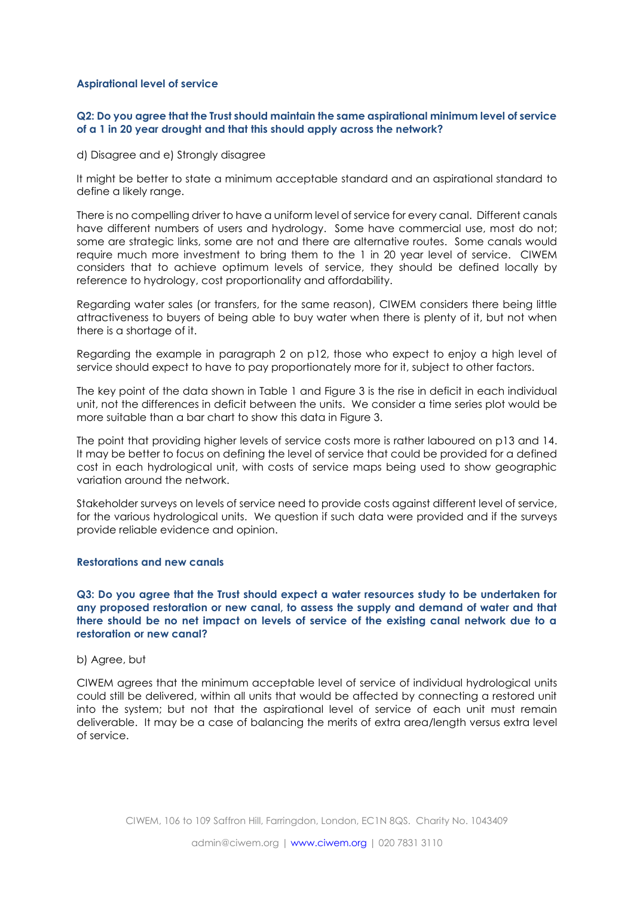### Aspirational level of service

**Q2: Do you agree that the Trust should maintain the same aspirational minimum level of service of a 1 in 20 year drought and that this should apply across the network?**

d) Disagree and e) Strongly disagree

It might be better to state a minimum acceptable standard and an aspirational standard to define a likely range.

There is no compelling driver to have a uniform level of service for every canal. Different canals have different numbers of users and hydrology. Some have commercial use, most do not; some are strategic links, some are not and there are alternative routes. Some canals would require much more investment to bring them to the 1 in 20 year level of service. CIWEM considers that to achieve optimum levels of service, they should be defined locally by reference to hydrology, cost proportionality and affordability.

Regarding water sales (or transfers, for the same reason), CIWEM considers there being little attractiveness to buyers of being able to buy water when there is plenty of it, but not when there is a shortage of it.

Regarding the example in paragraph 2 on p12, those who expect to enjoy a high level of service should expect to have to pay proportionately more for it, subject to other factors.

The key point of the data shown in Table 1 and Figure 3 is the rise in deficit in each individual unit, not the differences in deficit between the units. We consider a time series plot would be more suitable than a bar chart to show this data in Figure 3.

The point that providing higher levels of service costs more is rather laboured on p13 and 14. It may be better to focus on defining the level of service that could be provided for a defined cost in each hydrological unit, with costs of service maps being used to show geographic variation around the network.

Stakeholder surveys on levels of service need to provide costs against different level of service, for the various hydrological units. We question if such data were provided and if the surveys provide reliable evidence and opinion.

### Restorations and new canals

**Q3: Do you agree that the Trust should expect a water resources study to be undertaken for any proposed restoration or new canal, to assess the supply and demand of water and that there should be no net impact on levels of service of the existing canal network due to a restoration or new canal?**

b) Agree, but

CIWEM agrees that the minimum acceptable level of service of individual hydrological units could still be delivered, within all units that would be affected by connecting a restored unit into the system; but not that the aspirational level of service of each unit must remain deliverable. It may be a case of balancing the merits of extra area/length versus extra level of service.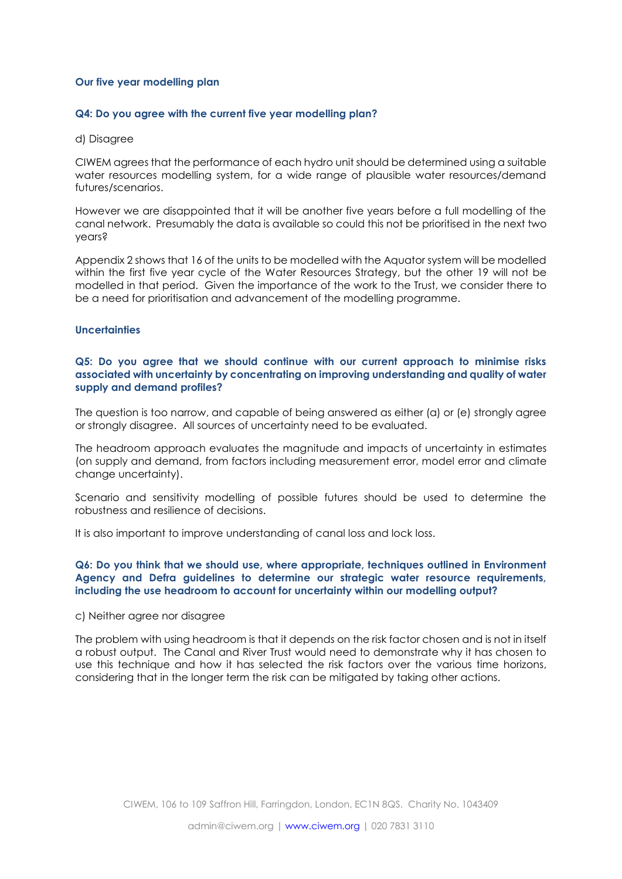### Our five year modelling plan

**Q4: Do you agree with the current five year modelling plan?**

d) Disagree

CIWEM agrees that the performance of each hydro unit should be determined using a suitable water resources modelling system, for a wide range of plausible water resources/demand futures/scenarios.

However we are disappointed that it will be another five years before a full modelling of the canal network. Presumably the data is available so could this not be prioritised in the next two years?

Appendix 2 shows that 16 of the units to be modelled with the Aquator system will be modelled within the first five year cycle of the Water Resources Strategy, but the other 19 will not be modelled in that period. Given the importance of the work to the Trust, we consider there to be a need for prioritisation and advancement of the modelling programme.

### Uncertainties

**Q5: Do you agree that we should continue with our current approach to minimise risks associated with uncertainty by concentrating on improving understanding and quality of water supply and demand profiles?**

The question is too narrow, and capable of being answered as either (a) or (e) strongly agree or strongly disagree. All sources of uncertainty need to be evaluated.

The headroom approach evaluates the magnitude and impacts of uncertainty in estimates (on supply and demand, from factors including measurement error, model error and climate change uncertainty).

Scenario and sensitivity modelling of possible futures should be used to determine the robustness and resilience of decisions.

It is also important to improve understanding of canal loss and lock loss.

**Q6: Do you think that we should use, where appropriate, techniques outlined in Environment Agency and Defra guidelines to determine our strategic water resource requirements, including the use headroom to account for uncertainty within our modelling output?**

c) Neither agree nor disagree

The problem with using headroom is that it depends on the risk factor chosen and is not in itself a robust output. The Canal and River Trust would need to demonstrate why it has chosen to use this technique and how it has selected the risk factors over the various time horizons, considering that in the longer term the risk can be mitigated by taking other actions.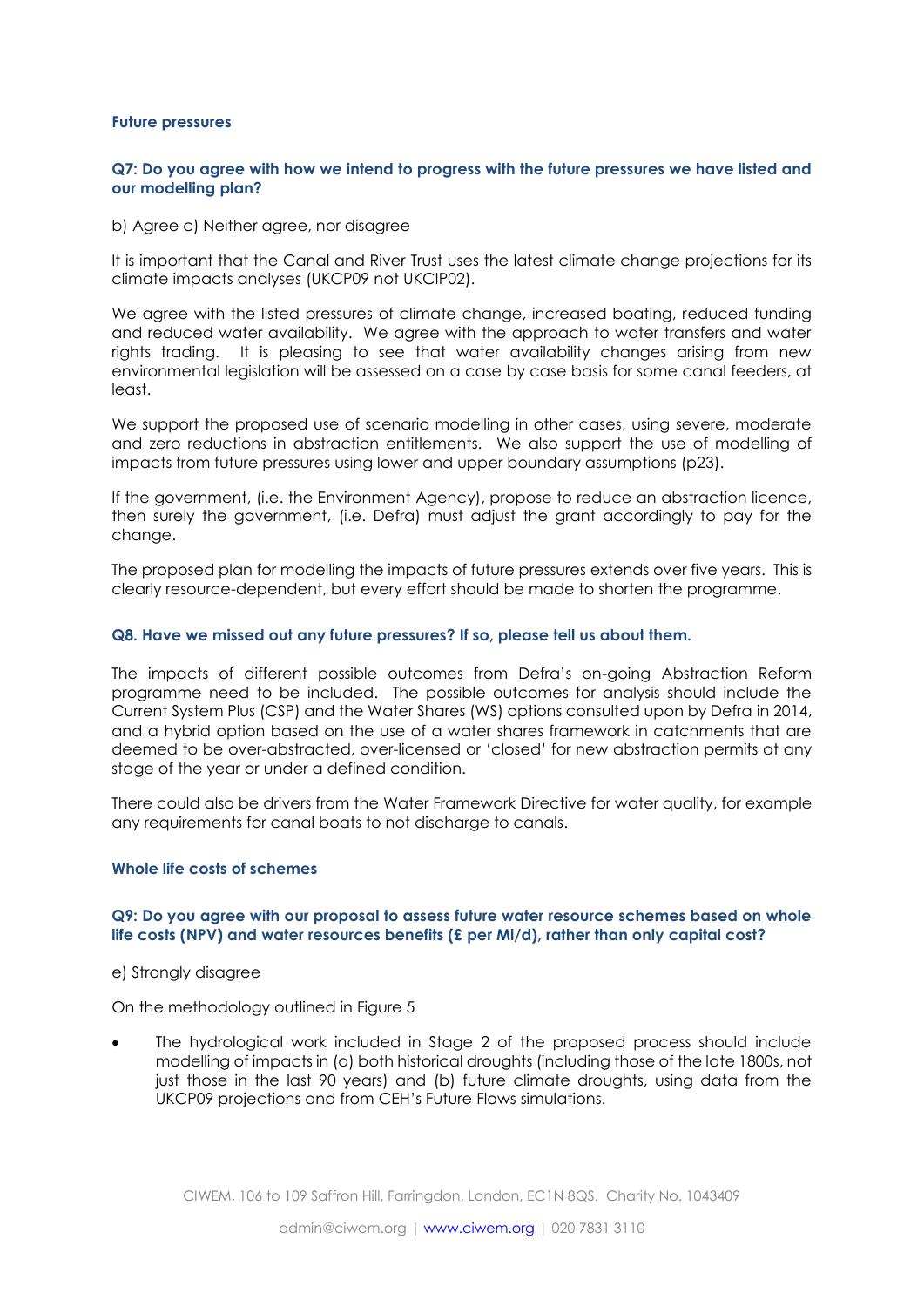## Future pressures

### Q7: Do you agree with how we intend to progress with the future pressures we have listed and our modelling plan?

b) Agree c) Neither agree, nor disagree

It is important that the Canal and River Trust uses the latest climate change projections for its climate impacts analyses (UKCP09 not UKCIP02).

We agree with the listed pressures of climate change, increased boating, reduced funding and reduced water availability. We agree with the approach to water transfers and water rights trading. It is pleasing to see that water availability changes arising from new environmental legislation will be assessed on a case by case basis for some canal feeders, at least.

We support the proposed use of scenario modelling in other cases, using severe, moderate and zero reductions in abstraction entitlements. We also support the use of modelling of impacts from future pressures using lower and upper boundary assumptions (p23).

If the government, (i.e. the Environment Agency), propose to reduce an abstraction licence, then surely the government, (i.e. Defra) must adjust the grant accordingly to pay for the change.

The proposed plan for modelling the impacts of future pressures extends over five years. This is clearly resource-dependent, but every effort should be made to shorten the programme.

### Q8. Have we missed out any future pressures? If so, please tell us about them.

The impacts of different possible outcomes from Defra's on-going Abstraction Reform programme need to be included. The possible outcomes for analysis should include the Current System Plus (CSP) and the Water Shares (WS) options consulted upon by Defra in 2014, and a hybrid option based on the use of a water shares framework in catchments that are deemed to be over-abstracted, over-licensed or 'closed' for new abstraction permits at any stage of the year or under a defined condition.

There could also be drivers from the Water Framework Directive for water quality, for example any requirements for canal boats to not discharge to canals.

## Whole life costs of schemes

### Q9: Do you agree with our proposal to assess future water resource schemes based on whole life costs (NPV) and water resources benefits (£ per Ml/d), rather than only capital cost?

e) Strongly disagree

On the methodology outlined in Figure 5

- The hydrological work included in Stage 2 of the proposed process should include modelling of impacts in (a) both historical droughts (including those of the late 1800s, not just those in the last 90 years) and (b) future climate droughts, using data from the UKCP09 projections and from CEH's Future Flows simulations.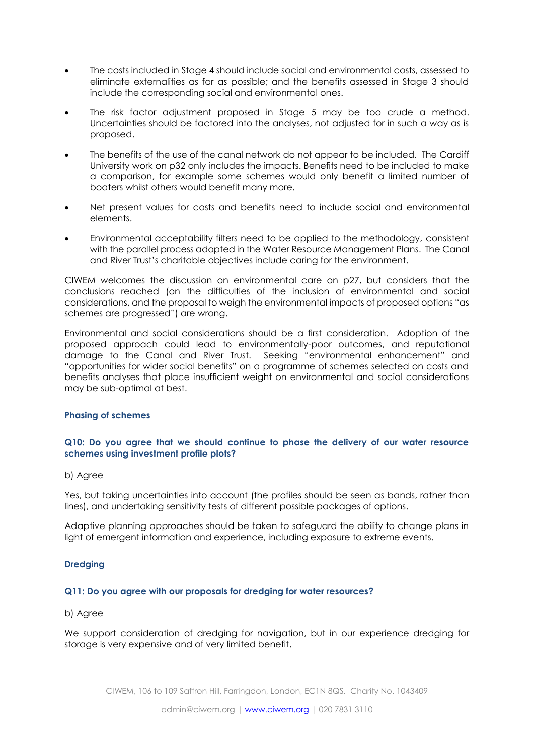- The costs included in Stage 4 should include social and environmental costs, assessed to eliminate externalities as far as possible; and the benefits assessed in Stage 3 should include the corresponding social and environmental ones.
- The risk factor adjustment proposed in Stage 5 may be too crude a method. Uncertainties should be factored into the analyses, not adjusted for in such a way as is proposed.
- The benefits of the use of the canal network do not appear to be included. The Cardiff University work on p32 only includes the impacts. Benefits need to be included to make a comparison, for example some schemes would only benefit a limited number of boaters whilst others would benefit many more.
- Net present values for costs and benefits need to include social and environmental elements.
- Environmental acceptability filters need to be applied to the methodology, consistent with the parallel process adopted in the Water Resource Management Plans. The Canal and River Trust's charitable objectives include caring for the environment.

CIWEM welcomes the discussion on environmental care on p27, but considers that the conclusions reached (on the difficulties of the inclusion of environmental and social considerations, and the proposal to weigh the environmental impacts of proposed options "as schemes are progressed") are wrong.

Environmental and social considerations should be a first consideration. Adoption of the proposed approach could lead to environmentally-poor outcomes, and reputational damage to the Canal and River Trust. Seeking "environmental enhancement" and "opportunities for wider social benefits" on a programme of schemes selected on costs and benefits analyses that place insufficient weight on environmental and social considerations may be sub-optimal at best.

### Phasing of schemes

#### Q10: Do you agree that we should continue to phase the delivery of our water resource schemes using investment profile plots?

b) Agree

Yes, but taking uncertainties into account (the profiles should be seen as bands, rather than lines), and undertaking sensitivity tests of different possible packages of options.

Adaptive planning approaches should be taken to safeguard the ability to change plans in light of emergent information and experience, including exposure to extreme events.

### Dredging

#### Q11: Do you agree with our proposals for dredging for water resources?

b) Agree

We support consideration of dredging for navigation, but in our experience dredging for storage is very expensive and of very limited benefit.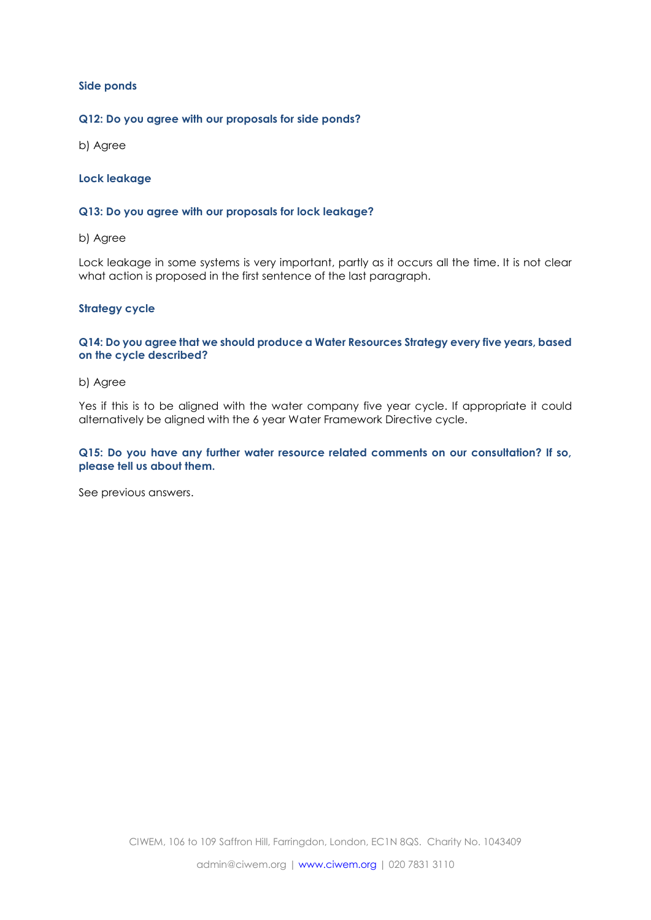### Side ponds

**Q12: Do you agree with our proposals for side ponds?**

b) Agree

### Lock leakage

**Q13: Do you agree with our proposals for lock leakage?**

b) Agree

Lock leakage in some systems is very important, partly as it occurs all the time. It is not clear what action is proposed in the first sentence of the last paragraph.

### Strategy cycle

**Q14: Do you agree that we should produce a Water Resources Strategy every five years, based on the cycle described?**

b) Agree

Yes if this is to be aligned with the water company five year cycle. If appropriate it could alternatively be aligned with the 6 year Water Framework Directive cycle.

**Q15: Do you have any further water resource related comments on our consultation? If so, please tell us about them.**

See previous answers.